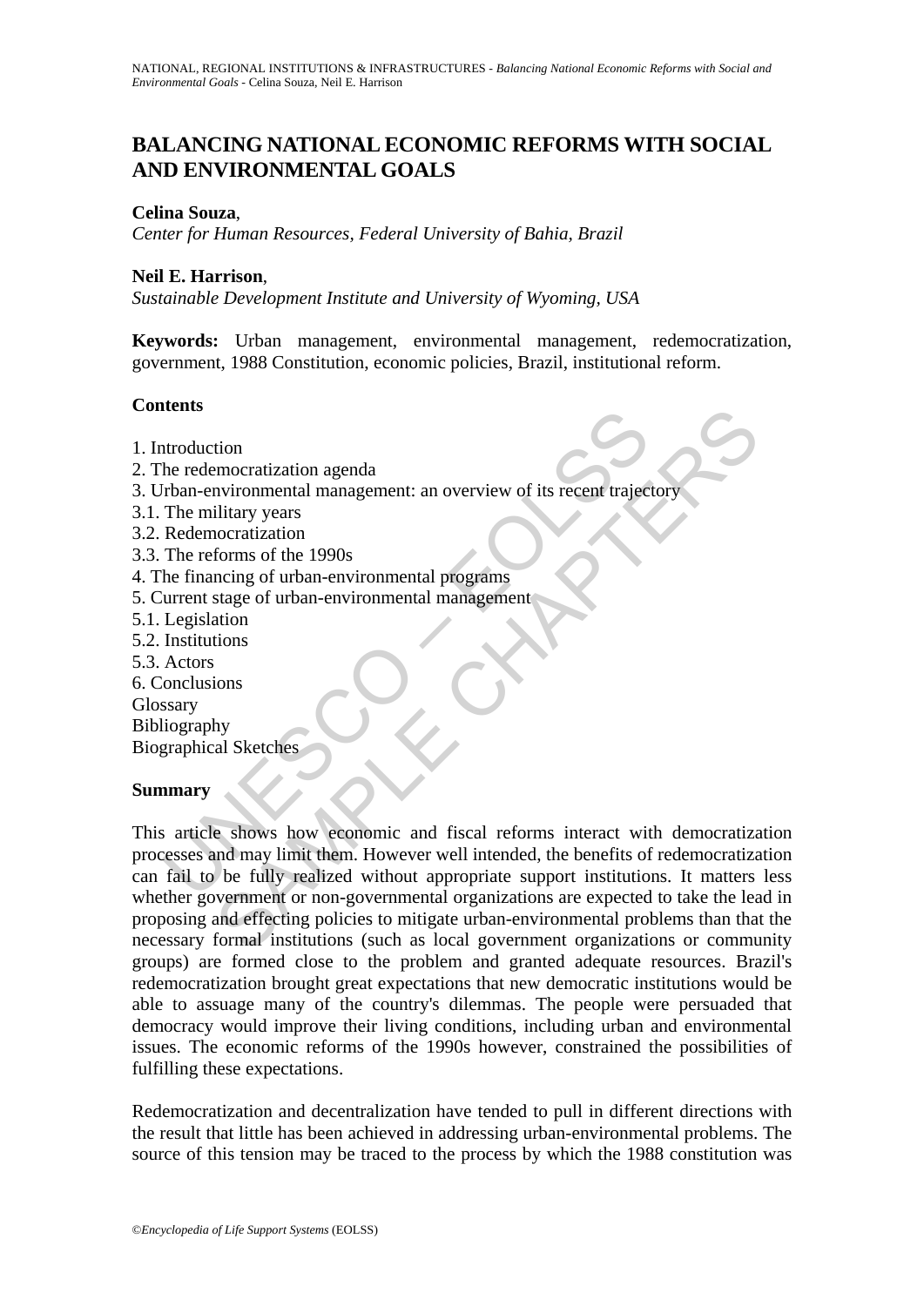# BALANCING NATIONAL ECONOMIC REFORMS WITH SOCIAL AND ENVIRONMENTAL GOALS

**Celina Souza**,
*Center for Human Resources, Federal University of Bahia, Brazil*

**Neil E. Harrison**,
*Sustainable Development Institute and University of Wyoming, USA*

**Keywords:** Urban management, environmental management, redemocratization, government, 1988 Constitution, economic policies, Brazil, institutional reform.

## Contents

1. Introduction
2. The redemocratization agenda
3. Urban-environmental management: an overview of its recent trajectory
3.1. The military years
3.2. Redemocratization
3.3. The reforms of the 1990s
4. The financing of urban-environmental programs
5. Current stage of urban-environmental management
5.1. Legislation
5.2. Institutions
5.3. Actors
6. Conclusions
Glossary
Bibliography
Biographical Sketches

## Summary

This article shows how economic and fiscal reforms interact with democratization processes and may limit them. However well intended, the benefits of redemocratization can fail to be fully realized without appropriate support institutions. It matters less whether government or non-governmental organizations are expected to take the lead in proposing and effecting policies to mitigate urban-environmental problems than that the necessary formal institutions (such as local government organizations or community groups) are formed close to the problem and granted adequate resources. Brazil's redemocratization brought great expectations that new democratic institutions would be able to assuage many of the country's dilemmas. The people were persuaded that democracy would improve their living conditions, including urban and environmental issues. The economic reforms of the 1990s however, constrained the possibilities of fulfilling these expectations.

Redemocratization and decentralization have tended to pull in different directions with the result that little has been achieved in addressing urban-environmental problems. The source of this tension may be traced to the process by which the 1988 constitution was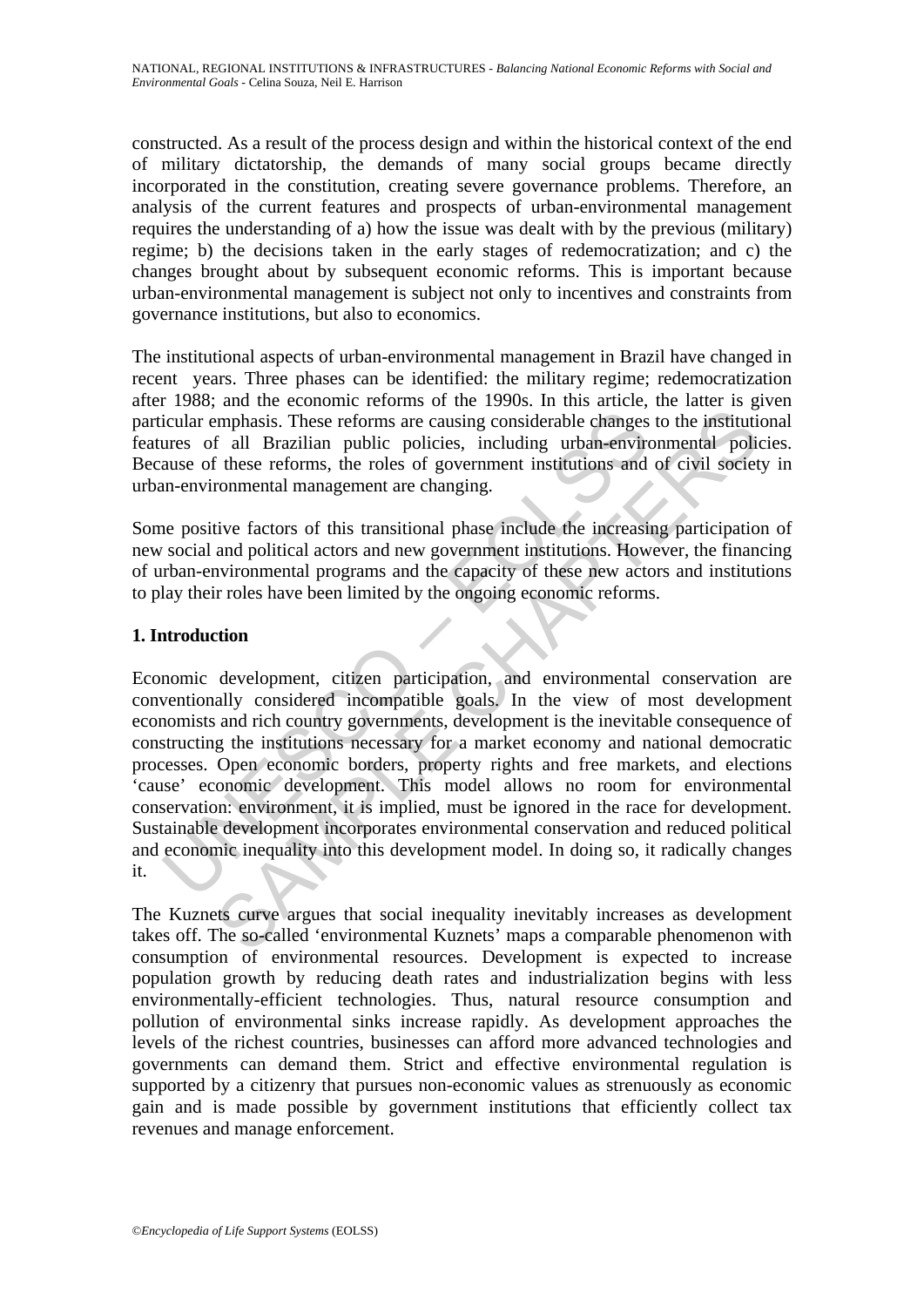constructed. As a result of the process design and within the historical context of the end of military dictatorship, the demands of many social groups became directly incorporated in the constitution, creating severe governance problems. Therefore, an analysis of the current features and prospects of urban-environmental management requires the understanding of a) how the issue was dealt with by the previous (military) regime; b) the decisions taken in the early stages of redemocratization; and c) the changes brought about by subsequent economic reforms. This is important because urban-environmental management is subject not only to incentives and constraints from governance institutions, but also to economics.

The institutional aspects of urban-environmental management in Brazil have changed in recent years. Three phases can be identified: the military regime; redemocratization after 1988; and the economic reforms of the 1990s. In this article, the latter is given particular emphasis. These reforms are causing considerable changes to the institutional features of all Brazilian public policies, including urban-environmental policies. Because of these reforms, the roles of government institutions and of civil society in urban-environmental management are changing.

Some positive factors of this transitional phase include the increasing participation of new social and political actors and new government institutions. However, the financing of urban-environmental programs and the capacity of these new actors and institutions to play their roles have been limited by the ongoing economic reforms.

## 1. Introduction

Economic development, citizen participation, and environmental conservation are conventionally considered incompatible goals. In the view of most development economists and rich country governments, development is the inevitable consequence of constructing the institutions necessary for a market economy and national democratic processes. Open economic borders, property rights and free markets, and elections 'cause' economic development. This model allows no room for environmental conservation: environment, it is implied, must be ignored in the race for development. Sustainable development incorporates environmental conservation and reduced political and economic inequality into this development model. In doing so, it radically changes it.

The Kuznets curve argues that social inequality inevitably increases as development takes off. The so-called 'environmental Kuznets' maps a comparable phenomenon with consumption of environmental resources. Development is expected to increase population growth by reducing death rates and industrialization begins with less environmentally-efficient technologies. Thus, natural resource consumption and pollution of environmental sinks increase rapidly. As development approaches the levels of the richest countries, businesses can afford more advanced technologies and governments can demand them. Strict and effective environmental regulation is supported by a citizenry that pursues non-economic values as strenuously as economic gain and is made possible by government institutions that efficiently collect tax revenues and manage enforcement.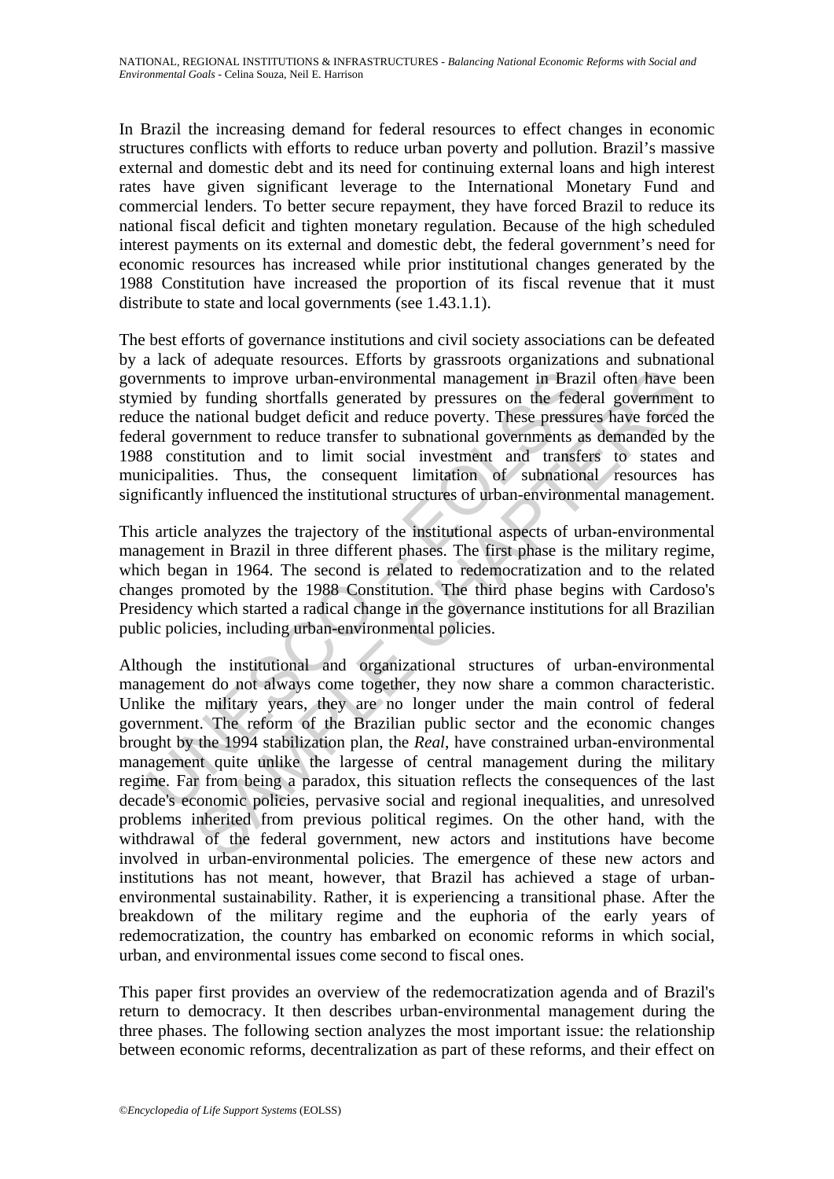In Brazil the increasing demand for federal resources to effect changes in economic structures conflicts with efforts to reduce urban poverty and pollution. Brazil's massive external and domestic debt and its need for continuing external loans and high interest rates have given significant leverage to the International Monetary Fund and commercial lenders. To better secure repayment, they have forced Brazil to reduce its national fiscal deficit and tighten monetary regulation. Because of the high scheduled interest payments on its external and domestic debt, the federal government's need for economic resources has increased while prior institutional changes generated by the 1988 Constitution have increased the proportion of its fiscal revenue that it must distribute to state and local governments (see 1.43.1.1).

The best efforts of governance institutions and civil society associations can be defeated by a lack of adequate resources. Efforts by grassroots organizations and subnational governments to improve urban-environmental management in Brazil often have been stymied by funding shortfalls generated by pressures on the federal government to reduce the national budget deficit and reduce poverty. These pressures have forced the federal government to reduce transfer to subnational governments as demanded by the 1988 constitution and to limit social investment and transfers to states and municipalities. Thus, the consequent limitation of subnational resources has significantly influenced the institutional structures of urban-environmental management.

This article analyzes the trajectory of the institutional aspects of urban-environmental management in Brazil in three different phases. The first phase is the military regime, which began in 1964. The second is related to redemocratization and to the related changes promoted by the 1988 Constitution. The third phase begins with Cardoso's Presidency which started a radical change in the governance institutions for all Brazilian public policies, including urban-environmental policies.

Although the institutional and organizational structures of urban-environmental management do not always come together, they now share a common characteristic. Unlike the military years, they are no longer under the main control of federal government. The reform of the Brazilian public sector and the economic changes brought by the 1994 stabilization plan, the *Real*, have constrained urban-environmental management quite unlike the largesse of central management during the military regime. Far from being a paradox, this situation reflects the consequences of the last decade's economic policies, pervasive social and regional inequalities, and unresolved problems inherited from previous political regimes. On the other hand, with the withdrawal of the federal government, new actors and institutions have become involved in urban-environmental policies. The emergence of these new actors and institutions has not meant, however, that Brazil has achieved a stage of urban-environmental sustainability. Rather, it is experiencing a transitional phase. After the breakdown of the military regime and the euphoria of the early years of redemocratization, the country has embarked on economic reforms in which social, urban, and environmental issues come second to fiscal ones.

This paper first provides an overview of the redemocratization agenda and of Brazil's return to democracy. It then describes urban-environmental management during the three phases. The following section analyzes the most important issue: the relationship between economic reforms, decentralization as part of these reforms, and their effect on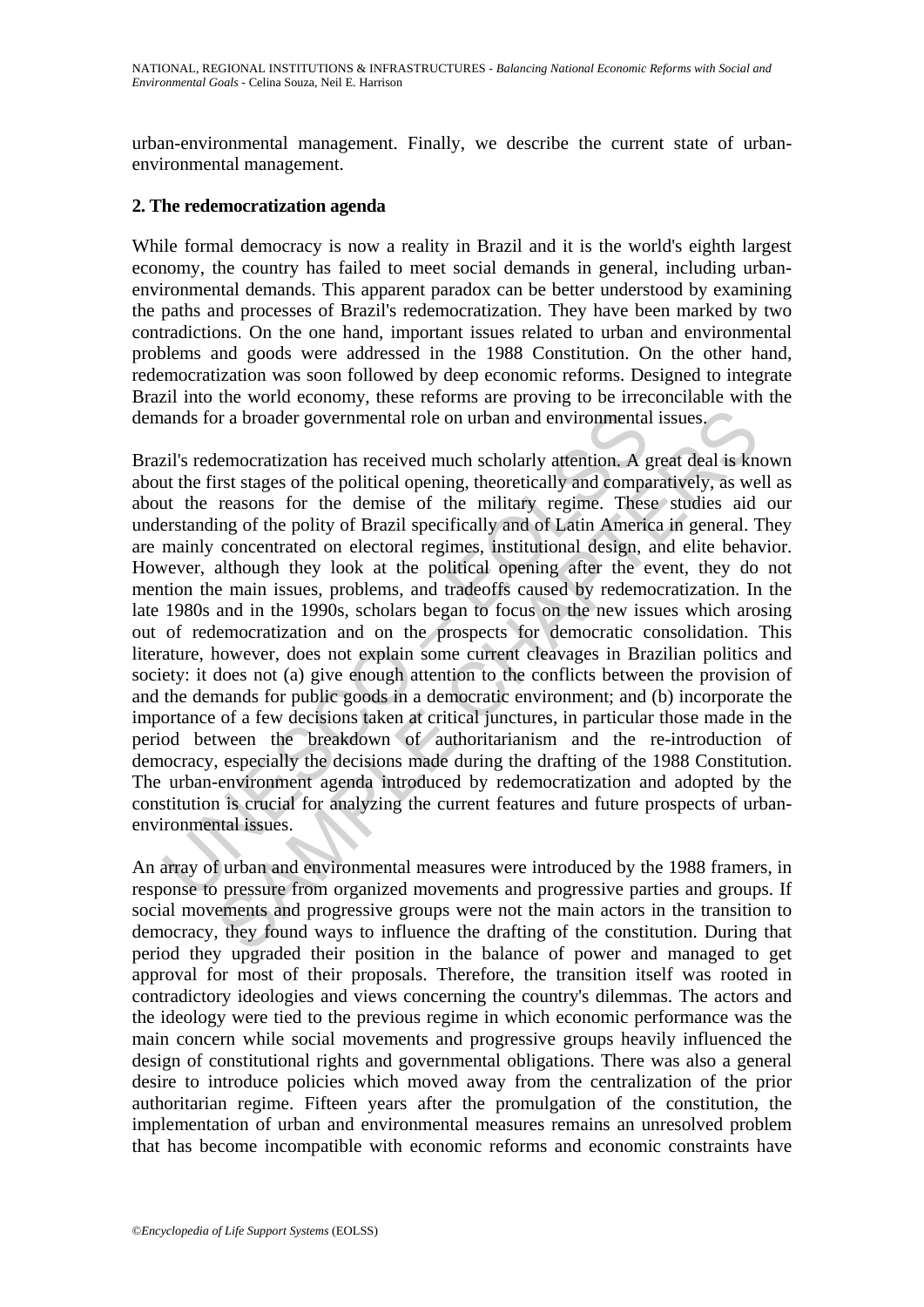urban-environmental management. Finally, we describe the current state of urban-environmental management.

## 2. The redemocratization agenda

While formal democracy is now a reality in Brazil and it is the world's eighth largest economy, the country has failed to meet social demands in general, including urban-environmental demands. This apparent paradox can be better understood by examining the paths and processes of Brazil's redemocratization. They have been marked by two contradictions. On the one hand, important issues related to urban and environmental problems and goods were addressed in the 1988 Constitution. On the other hand, redemocratization was soon followed by deep economic reforms. Designed to integrate Brazil into the world economy, these reforms are proving to be irreconcilable with the demands for a broader governmental role on urban and environmental issues.

Brazil's redemocratization has received much scholarly attention. A great deal is known about the first stages of the political opening, theoretically and comparatively, as well as about the reasons for the demise of the military regime. These studies aid our understanding of the polity of Brazil specifically and of Latin America in general. They are mainly concentrated on electoral regimes, institutional design, and elite behavior. However, although they look at the political opening after the event, they do not mention the main issues, problems, and tradeoffs caused by redemocratization. In the late 1980s and in the 1990s, scholars began to focus on the new issues which arosing out of redemocratization and on the prospects for democratic consolidation. This literature, however, does not explain some current cleavages in Brazilian politics and society: it does not (a) give enough attention to the conflicts between the provision of and the demands for public goods in a democratic environment; and (b) incorporate the importance of a few decisions taken at critical junctures, in particular those made in the period between the breakdown of authoritarianism and the re-introduction of democracy, especially the decisions made during the drafting of the 1988 Constitution. The urban-environment agenda introduced by redemocratization and adopted by the constitution is crucial for analyzing the current features and future prospects of urban-environmental issues.

An array of urban and environmental measures were introduced by the 1988 framers, in response to pressure from organized movements and progressive parties and groups. If social movements and progressive groups were not the main actors in the transition to democracy, they found ways to influence the drafting of the constitution. During that period they upgraded their position in the balance of power and managed to get approval for most of their proposals. Therefore, the transition itself was rooted in contradictory ideologies and views concerning the country's dilemmas. The actors and the ideology were tied to the previous regime in which economic performance was the main concern while social movements and progressive groups heavily influenced the design of constitutional rights and governmental obligations. There was also a general desire to introduce policies which moved away from the centralization of the prior authoritarian regime. Fifteen years after the promulgation of the constitution, the implementation of urban and environmental measures remains an unresolved problem that has become incompatible with economic reforms and economic constraints have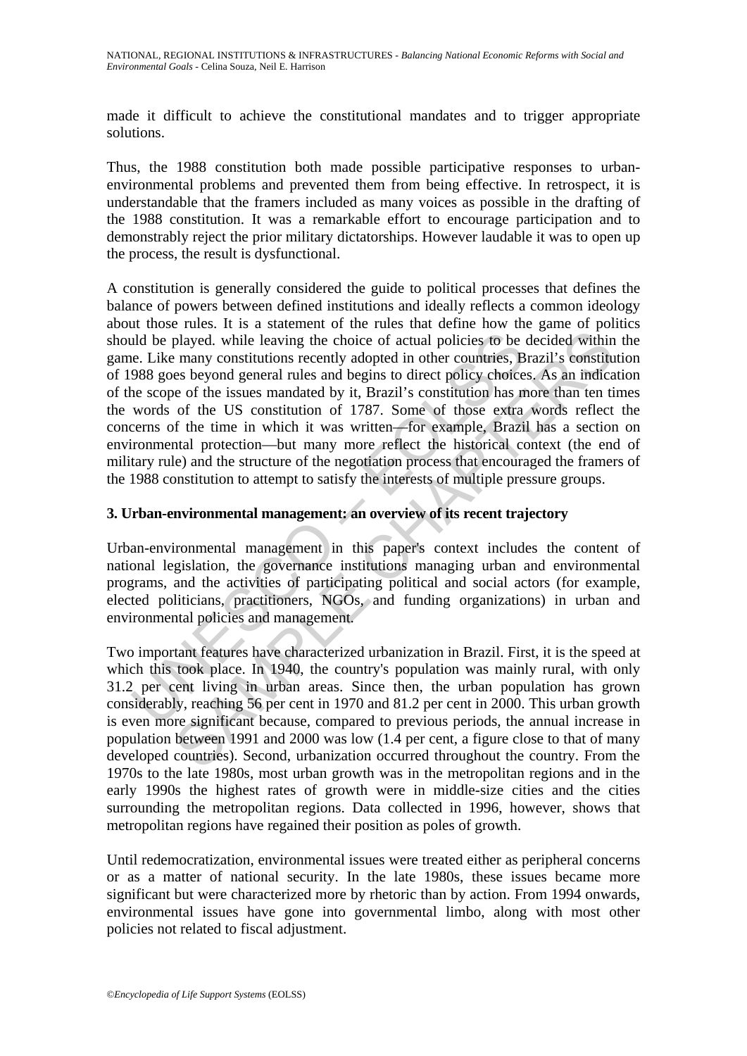made it difficult to achieve the constitutional mandates and to trigger appropriate solutions.

Thus, the 1988 constitution both made possible participative responses to urban-environmental problems and prevented them from being effective. In retrospect, it is understandable that the framers included as many voices as possible in the drafting of the 1988 constitution. It was a remarkable effort to encourage participation and to demonstrably reject the prior military dictatorships. However laudable it was to open up the process, the result is dysfunctional.

A constitution is generally considered the guide to political processes that defines the balance of powers between defined institutions and ideally reflects a common ideology about those rules. It is a statement of the rules that define how the game of politics should be played. while leaving the choice of actual policies to be decided within the game. Like many constitutions recently adopted in other countries, Brazil's constitution of 1988 goes beyond general rules and begins to direct policy choices. As an indication of the scope of the issues mandated by it, Brazil's constitution has more than ten times the words of the US constitution of 1787. Some of those extra words reflect the concerns of the time in which it was written—for example, Brazil has a section on environmental protection—but many more reflect the historical context (the end of military rule) and the structure of the negotiation process that encouraged the framers of the 1988 constitution to attempt to satisfy the interests of multiple pressure groups.

## 3. Urban-environmental management: an overview of its recent trajectory

Urban-environmental management in this paper's context includes the content of national legislation, the governance institutions managing urban and environmental programs, and the activities of participating political and social actors (for example, elected politicians, practitioners, NGOs, and funding organizations) in urban and environmental policies and management.

Two important features have characterized urbanization in Brazil. First, it is the speed at which this took place. In 1940, the country's population was mainly rural, with only 31.2 per cent living in urban areas. Since then, the urban population has grown considerably, reaching 56 per cent in 1970 and 81.2 per cent in 2000. This urban growth is even more significant because, compared to previous periods, the annual increase in population between 1991 and 2000 was low (1.4 per cent, a figure close to that of many developed countries). Second, urbanization occurred throughout the country. From the 1970s to the late 1980s, most urban growth was in the metropolitan regions and in the early 1990s the highest rates of growth were in middle-size cities and the cities surrounding the metropolitan regions. Data collected in 1996, however, shows that metropolitan regions have regained their position as poles of growth.

Until redemocratization, environmental issues were treated either as peripheral concerns or as a matter of national security. In the late 1980s, these issues became more significant but were characterized more by rhetoric than by action. From 1994 onwards, environmental issues have gone into governmental limbo, along with most other policies not related to fiscal adjustment.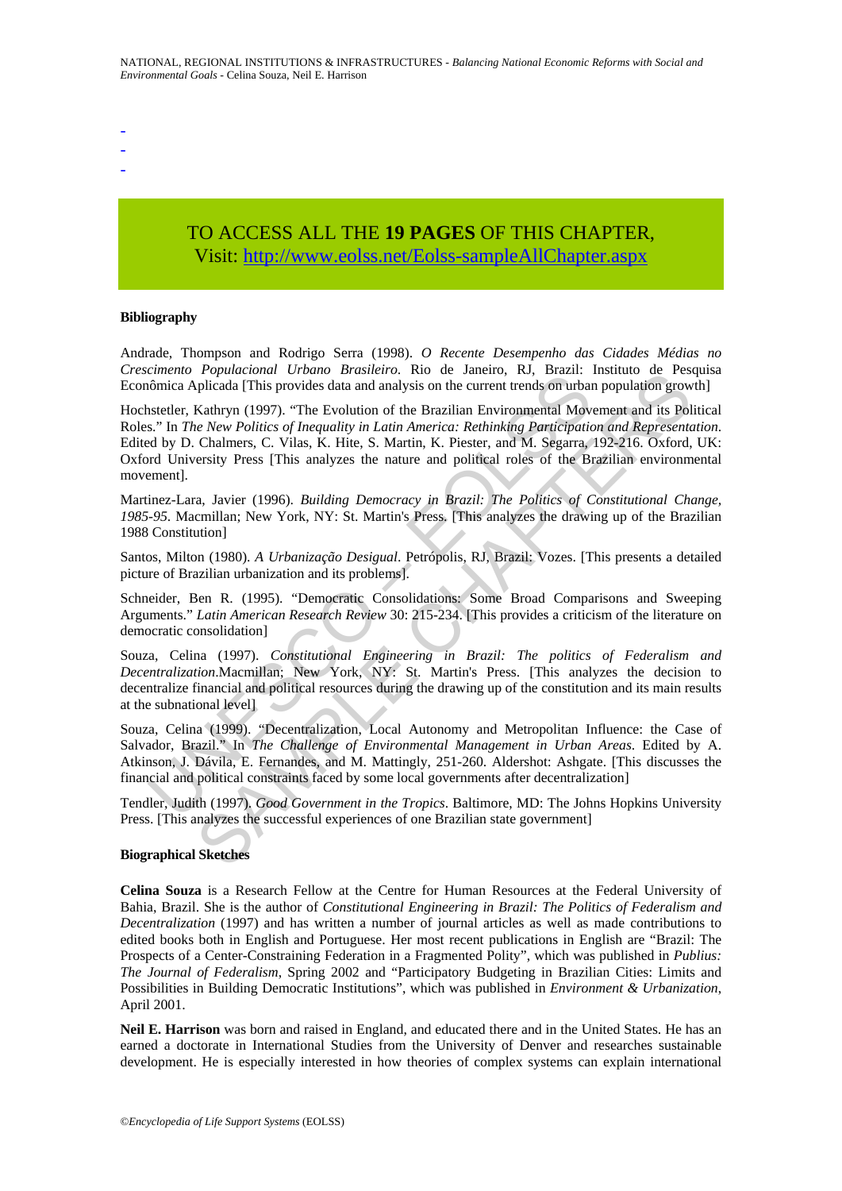-
-
-

TO ACCESS ALL THE **19 PAGES** OF THIS CHAPTER,
Visit: http://www.eolss.net/Eolss-sampleAllChapter.aspx

**Bibliography**

Andrade, Thompson and Rodrigo Serra (1998). *O Recente Desempenho das Cidades Médias no Crescimento Populacional Urbano Brasileiro*. Rio de Janeiro, RJ, Brazil: Instituto de Pesquisa Econômica Aplicada [This provides data and analysis on the current trends on urban population growth]

Hochstetler, Kathryn (1997). "The Evolution of the Brazilian Environmental Movement and its Political Roles." In *The New Politics of Inequality in Latin America: Rethinking Participation and Representation*. Edited by D. Chalmers, C. Vilas, K. Hite, S. Martin, K. Piester, and M. Segarra, 192-216. Oxford, UK: Oxford University Press [This analyzes the nature and political roles of the Brazilian environmental movement].

Martinez-Lara, Javier (1996). *Building Democracy in Brazil: The Politics of Constitutional Change, 1985-95*. Macmillan; New York, NY: St. Martin's Press. [This analyzes the drawing up of the Brazilian 1988 Constitution]

Santos, Milton (1980). *A Urbanização Desigual*. Petrópolis, RJ, Brazil: Vozes. [This presents a detailed picture of Brazilian urbanization and its problems].

Schneider, Ben R. (1995). "Democratic Consolidations: Some Broad Comparisons and Sweeping Arguments." *Latin American Research Review* 30: 215-234. [This provides a criticism of the literature on democratic consolidation]

Souza, Celina (1997). *Constitutional Engineering in Brazil: The politics of Federalism and Decentralization*.Macmillan; New York, NY: St. Martin's Press. [This analyzes the decision to decentralize financial and political resources during the drawing up of the constitution and its main results at the subnational level]

Souza, Celina (1999). "Decentralization, Local Autonomy and Metropolitan Influence: the Case of Salvador, Brazil." In *The Challenge of Environmental Management in Urban Areas*. Edited by A. Atkinson, J. Dávila, E. Fernandes, and M. Mattingly, 251-260. Aldershot: Ashgate. [This discusses the financial and political constraints faced by some local governments after decentralization]

Tendler, Judith (1997). *Good Government in the Tropics*. Baltimore, MD: The Johns Hopkins University Press. [This analyzes the successful experiences of one Brazilian state government]

**Biographical Sketches**

**Celina Souza** is a Research Fellow at the Centre for Human Resources at the Federal University of Bahia, Brazil. She is the author of *Constitutional Engineering in Brazil: The Politics of Federalism and Decentralization* (1997) and has written a number of journal articles as well as made contributions to edited books both in English and Portuguese. Her most recent publications in English are "Brazil: The Prospects of a Center-Constraining Federation in a Fragmented Polity", which was published in *Publius: The Journal of Federalism*, Spring 2002 and "Participatory Budgeting in Brazilian Cities: Limits and Possibilities in Building Democratic Institutions", which was published in *Environment & Urbanization*, April 2001.

**Neil E. Harrison** was born and raised in England, and educated there and in the United States. He has an earned a doctorate in International Studies from the University of Denver and researches sustainable development. He is especially interested in how theories of complex systems can explain international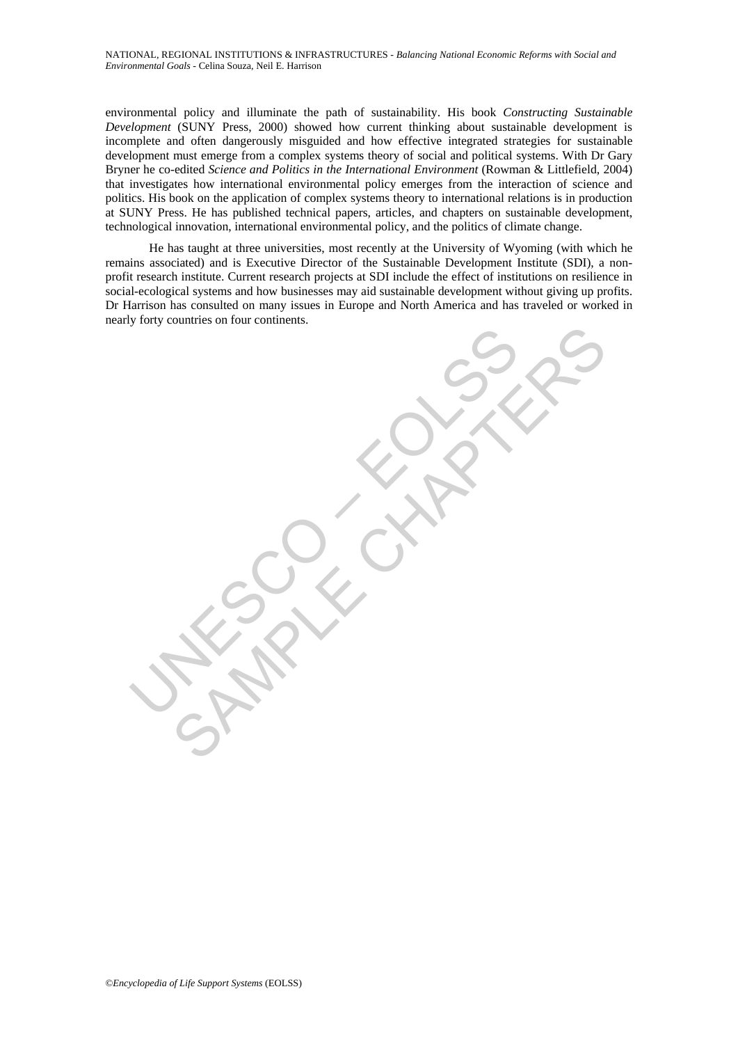environmental policy and illuminate the path of sustainability. His book *Constructing Sustainable Development* (SUNY Press, 2000) showed how current thinking about sustainable development is incomplete and often dangerously misguided and how effective integrated strategies for sustainable development must emerge from a complex systems theory of social and political systems. With Dr Gary Bryner he co-edited *Science and Politics in the International Environment* (Rowman & Littlefield, 2004) that investigates how international environmental policy emerges from the interaction of science and politics. His book on the application of complex systems theory to international relations is in production at SUNY Press. He has published technical papers, articles, and chapters on sustainable development, technological innovation, international environmental policy, and the politics of climate change.

He has taught at three universities, most recently at the University of Wyoming (with which he remains associated) and is Executive Director of the Sustainable Development Institute (SDI), a non-profit research institute. Current research projects at SDI include the effect of institutions on resilience in social-ecological systems and how businesses may aid sustainable development without giving up profits. Dr Harrison has consulted on many issues in Europe and North America and has traveled or worked in nearly forty countries on four continents.